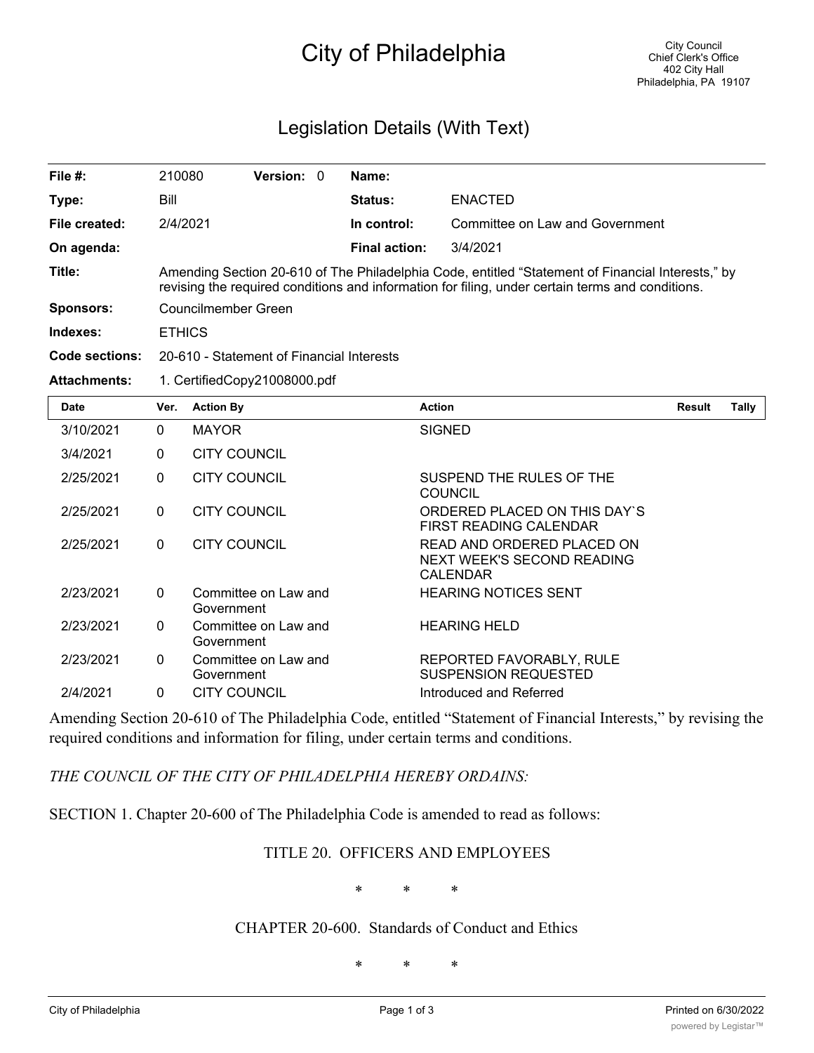# City of Philadelphia

City Council
Chief Clerk's Office
402 City Hall
Philadelphia, PA 19107

## Legislation Details (With Text)

| | | | | | |
|---|---|---|---|---|---|
| **File #:** | 210080 | **Version:** 0 | | **Name:** | |
| **Type:** | Bill | | | **Status:** | ENACTED |
| **File created:** | 2/4/2021 | | | **In control:** | Committee on Law and Government |
| **On agenda:** | | | | **Final action:** | 3/4/2021 |

**Title:** Amending Section 20-610 of The Philadelphia Code, entitled "Statement of Financial Interests," by revising the required conditions and information for filing, under certain terms and conditions.

**Sponsors:** Councilmember Green

**Indexes:** ETHICS

**Code sections:** 20-610 - Statement of Financial Interests

**Attachments:** 1. CertifiedCopy21008000.pdf

| Date | Ver. | Action By | Action | Result | Tally |
|---|---|---|---|---|---|
| 3/10/2021 | 0 | MAYOR | SIGNED | | |
| 3/4/2021 | 0 | CITY COUNCIL | | | |
| 2/25/2021 | 0 | CITY COUNCIL | SUSPEND THE RULES OF THE COUNCIL | | |
| 2/25/2021 | 0 | CITY COUNCIL | ORDERED PLACED ON THIS DAY`S FIRST READING CALENDAR | | |
| 2/25/2021 | 0 | CITY COUNCIL | READ AND ORDERED PLACED ON NEXT WEEK'S SECOND READING CALENDAR | | |
| 2/23/2021 | 0 | Committee on Law and Government | HEARING NOTICES SENT | | |
| 2/23/2021 | 0 | Committee on Law and Government | HEARING HELD | | |
| 2/23/2021 | 0 | Committee on Law and Government | REPORTED FAVORABLY, RULE SUSPENSION REQUESTED | | |
| 2/4/2021 | 0 | CITY COUNCIL | Introduced and Referred | | |

Amending Section 20-610 of The Philadelphia Code, entitled "Statement of Financial Interests," by revising the required conditions and information for filing, under certain terms and conditions.

*THE COUNCIL OF THE CITY OF PHILADELPHIA HEREBY ORDAINS:*

SECTION 1. Chapter 20-600 of The Philadelphia Code is amended to read as follows:

TITLE 20. OFFICERS AND EMPLOYEES

\* \* \*

CHAPTER 20-600. Standards of Conduct and Ethics

\* \* \*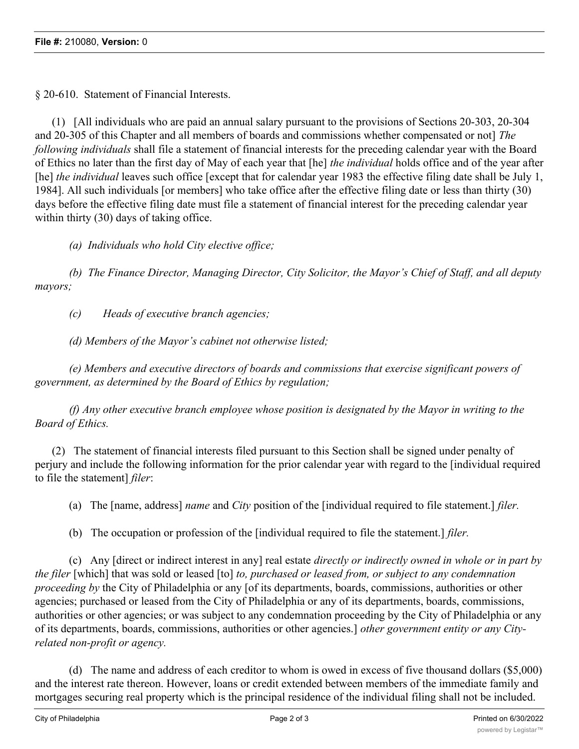§ 20-610. Statement of Financial Interests.

(1) [All individuals who are paid an annual salary pursuant to the provisions of Sections 20-303, 20-304 and 20-305 of this Chapter and all members of boards and commissions whether compensated or not] *The following individuals* shall file a statement of financial interests for the preceding calendar year with the Board of Ethics no later than the first day of May of each year that [he] *the individual* holds office and of the year after [he] *the individual* leaves such office [except that for calendar year 1983 the effective filing date shall be July 1, 1984]. All such individuals [or members] who take office after the effective filing date or less than thirty (30) days before the effective filing date must file a statement of financial interest for the preceding calendar year within thirty (30) days of taking office.

*(a) Individuals who hold City elective office;*

*(b) The Finance Director, Managing Director, City Solicitor, the Mayor's Chief of Staff, and all deputy mayors;*

*(c) Heads of executive branch agencies;*

*(d) Members of the Mayor's cabinet not otherwise listed;*

*(e) Members and executive directors of boards and commissions that exercise significant powers of government, as determined by the Board of Ethics by regulation;*

*(f) Any other executive branch employee whose position is designated by the Mayor in writing to the Board of Ethics.*

(2) The statement of financial interests filed pursuant to this Section shall be signed under penalty of perjury and include the following information for the prior calendar year with regard to the [individual required to file the statement] *filer*:

(a) The [name, address] *name* and *City* position of the [individual required to file statement.] *filer.*

(b) The occupation or profession of the [individual required to file the statement.] *filer.*

(c) Any [direct or indirect interest in any] real estate *directly or indirectly owned in whole or in part by the filer* [which] that was sold or leased [to] *to, purchased or leased from, or subject to any condemnation proceeding by* the City of Philadelphia or any [of its departments, boards, commissions, authorities or other agencies; purchased or leased from the City of Philadelphia or any of its departments, boards, commissions, authorities or other agencies; or was subject to any condemnation proceeding by the City of Philadelphia or any of its departments, boards, commissions, authorities or other agencies.] *other government entity or any City-related non-profit or agency.*

(d) The name and address of each creditor to whom is owed in excess of five thousand dollars ($5,000) and the interest rate thereon. However, loans or credit extended between members of the immediate family and mortgages securing real property which is the principal residence of the individual filing shall not be included.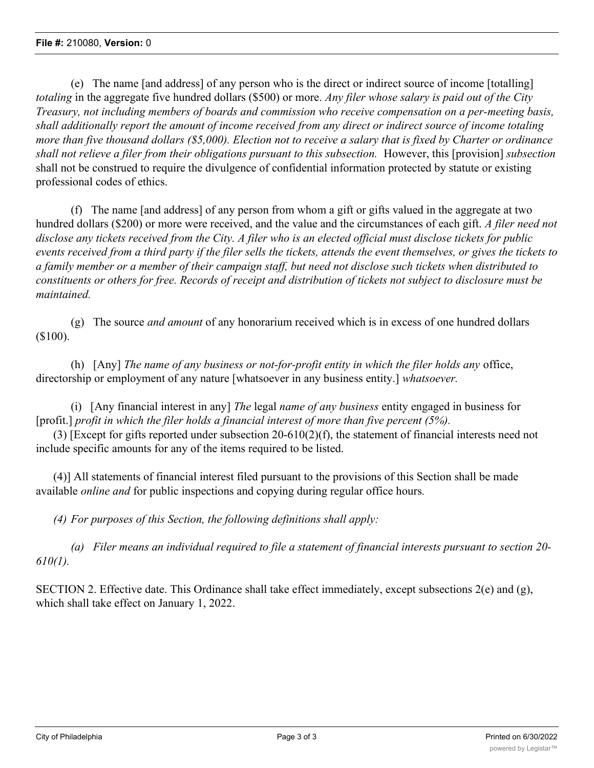(e) The name [and address] of any person who is the direct or indirect source of income [totalling] *totaling* in the aggregate five hundred dollars ($500) or more. *Any filer whose salary is paid out of the City Treasury, not including members of boards and commission who receive compensation on a per-meeting basis, shall additionally report the amount of income received from any direct or indirect source of income totaling more than five thousand dollars ($5,000). Election not to receive a salary that is fixed by Charter or ordinance shall not relieve a filer from their obligations pursuant to this subsection.* However, this [provision] *subsection* shall not be construed to require the divulgence of confidential information protected by statute or existing professional codes of ethics.

(f) The name [and address] of any person from whom a gift or gifts valued in the aggregate at two hundred dollars ($200) or more were received, and the value and the circumstances of each gift. *A filer need not disclose any tickets received from the City. A filer who is an elected official must disclose tickets for public events received from a third party if the filer sells the tickets, attends the event themselves, or gives the tickets to a family member or a member of their campaign staff, but need not disclose such tickets when distributed to constituents or others for free. Records of receipt and distribution of tickets not subject to disclosure must be maintained.*

(g) The source *and amount* of any honorarium received which is in excess of one hundred dollars ($100).

(h) [Any] *The name of any business or not-for-profit entity in which the filer holds any* office, directorship or employment of any nature [whatsoever in any business entity.] *whatsoever.*

(i) [Any financial interest in any] *The* legal *name of any business* entity engaged in business for [profit.] *profit in which the filer holds a financial interest of more than five percent (5%).*

(3) [Except for gifts reported under subsection 20-610(2)(f), the statement of financial interests need not include specific amounts for any of the items required to be listed.

(4)] All statements of financial interest filed pursuant to the provisions of this Section shall be made available *online and* for public inspections and copying during regular office hours.

*(4) For purposes of this Section, the following definitions shall apply:*

*(a) Filer means an individual required to file a statement of financial interests pursuant to section 20-610(1).*

SECTION 2. Effective date. This Ordinance shall take effect immediately, except subsections 2(e) and (g), which shall take effect on January 1, 2022.